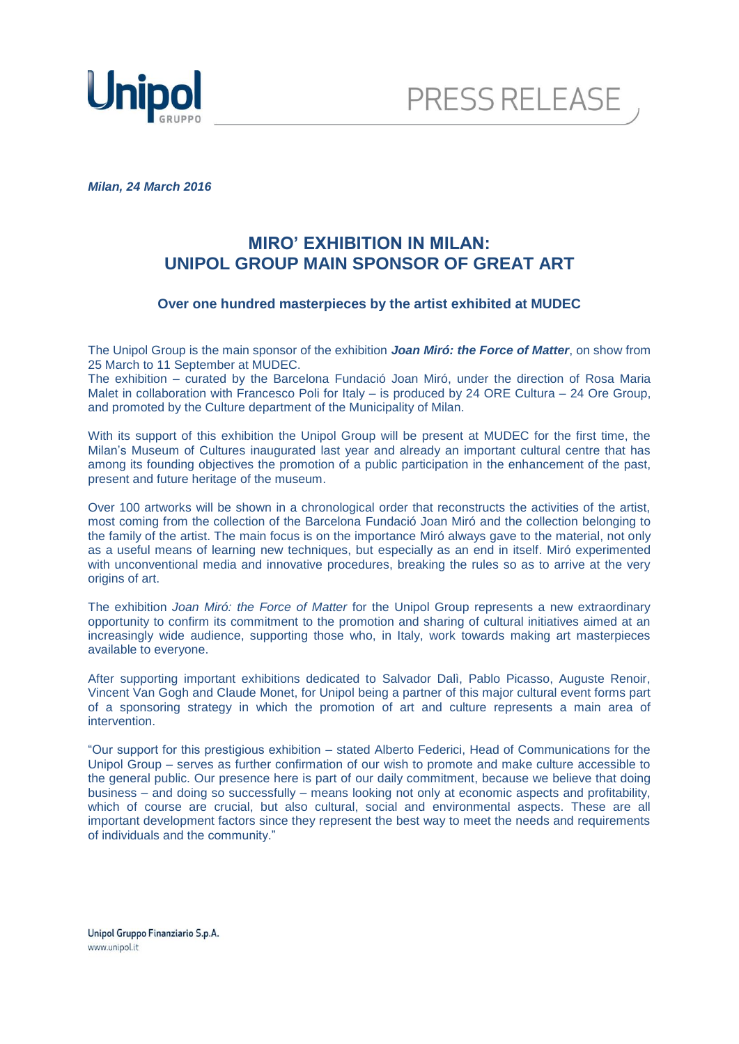Unipol GRUPPO

PRESS RELEASE

***Milan, 24 March 2016***

# MIRO' EXHIBITION IN MILAN: UNIPOL GROUP MAIN SPONSOR OF GREAT ART

### Over one hundred masterpieces by the artist exhibited at MUDEC

The Unipol Group is the main sponsor of the exhibition ***Joan Miró: the Force of Matter***, on show from 25 March to 11 September at MUDEC.
The exhibition – curated by the Barcelona Fundació Joan Miró, under the direction of Rosa Maria Malet in collaboration with Francesco Poli for Italy – is produced by 24 ORE Cultura – 24 Ore Group, and promoted by the Culture department of the Municipality of Milan.

With its support of this exhibition the Unipol Group will be present at MUDEC for the first time, the Milan's Museum of Cultures inaugurated last year and already an important cultural centre that has among its founding objectives the promotion of a public participation in the enhancement of the past, present and future heritage of the museum.

Over 100 artworks will be shown in a chronological order that reconstructs the activities of the artist, most coming from the collection of the Barcelona Fundació Joan Miró and the collection belonging to the family of the artist. The main focus is on the importance Miró always gave to the material, not only as a useful means of learning new techniques, but especially as an end in itself. Miró experimented with unconventional media and innovative procedures, breaking the rules so as to arrive at the very origins of art.

The exhibition *Joan Miró: the Force of Matter* for the Unipol Group represents a new extraordinary opportunity to confirm its commitment to the promotion and sharing of cultural initiatives aimed at an increasingly wide audience, supporting those who, in Italy, work towards making art masterpieces available to everyone.

After supporting important exhibitions dedicated to Salvador Dalì, Pablo Picasso, Auguste Renoir, Vincent Van Gogh and Claude Monet, for Unipol being a partner of this major cultural event forms part of a sponsoring strategy in which the promotion of art and culture represents a main area of intervention.

"Our support for this prestigious exhibition – stated Alberto Federici, Head of Communications for the Unipol Group – serves as further confirmation of our wish to promote and make culture accessible to the general public. Our presence here is part of our daily commitment, because we believe that doing business – and doing so successfully – means looking not only at economic aspects and profitability, which of course are crucial, but also cultural, social and environmental aspects. These are all important development factors since they represent the best way to meet the needs and requirements of individuals and the community."

Unipol Gruppo Finanziario S.p.A.
www.unipol.it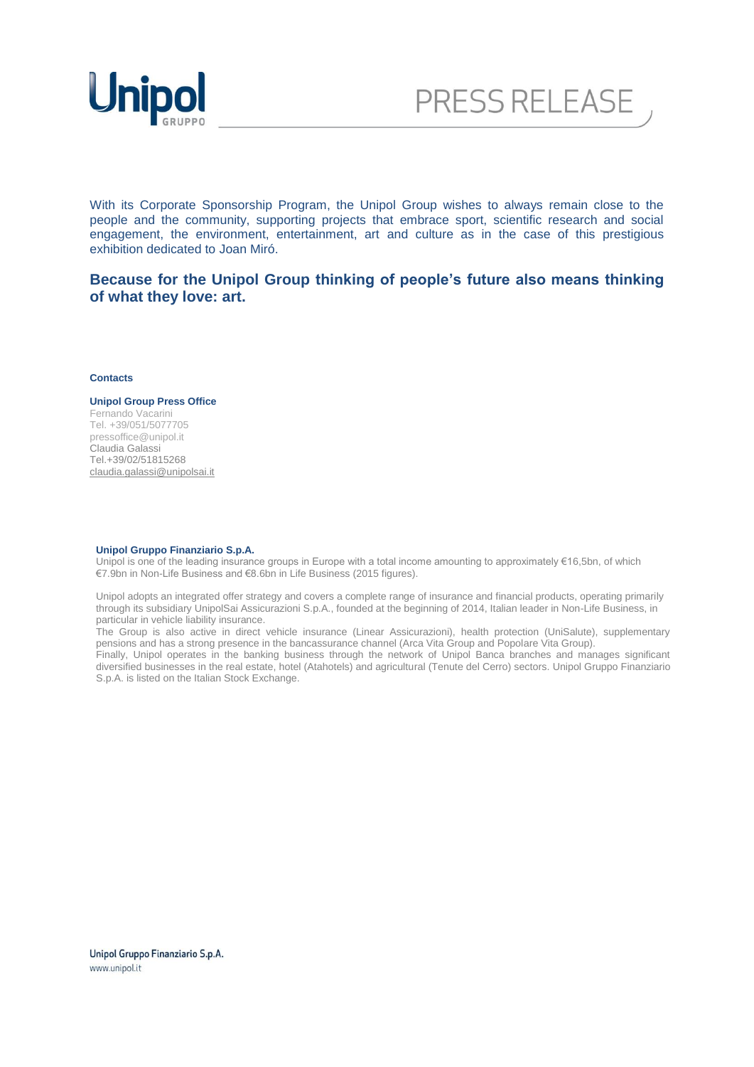With its Corporate Sponsorship Program, the Unipol Group wishes to always remain close to the people and the community, supporting projects that embrace sport, scientific research and social engagement, the environment, entertainment, art and culture as in the case of this prestigious exhibition dedicated to Joan Miró.

**Because for the Unipol Group thinking of people's future also means thinking of what they love: art.**

**Contacts**

**Unipol Group Press Office**
Fernando Vacarini
Tel. +39/051/5077705
pressoffice@unipol.it
Claudia Galassi
Tel.+39/02/51815268
claudia.galassi@unipolsai.it

**Unipol Gruppo Finanziario S.p.A.**
Unipol is one of the leading insurance groups in Europe with a total income amounting to approximately €16,5bn, of which €7.9bn in Non-Life Business and €8.6bn in Life Business (2015 figures).

Unipol adopts an integrated offer strategy and covers a complete range of insurance and financial products, operating primarily through its subsidiary UnipolSai Assicurazioni S.p.A., founded at the beginning of 2014, Italian leader in Non-Life Business, in particular in vehicle liability insurance.
The Group is also active in direct vehicle insurance (Linear Assicurazioni), health protection (UniSalute), supplementary pensions and has a strong presence in the bancassurance channel (Arca Vita Group and Popolare Vita Group).
Finally, Unipol operates in the banking business through the network of Unipol Banca branches and manages significant diversified businesses in the real estate, hotel (Atahotels) and agricultural (Tenute del Cerro) sectors. Unipol Gruppo Finanziario S.p.A. is listed on the Italian Stock Exchange.